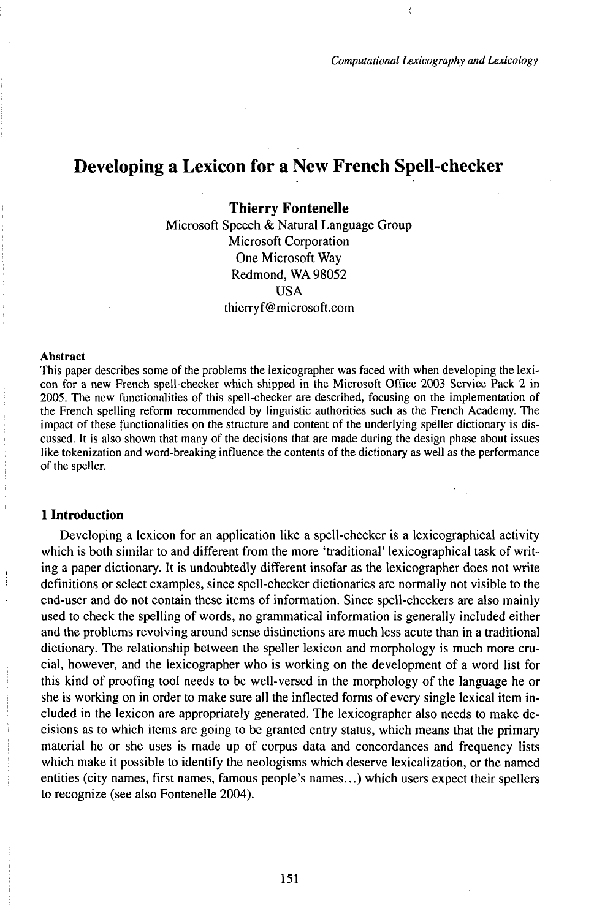# Developing a Lexicon for a New French Spell-checker

**Thierry Fontenelle**

Microsoft Speech & Natural Language Group
Microsoft Corporation
One Microsoft Way
Redmond, WA 98052
USA
thierryf@microsoft.com

**Abstract**

This paper describes some of the problems the lexicographer was faced with when developing the lexicon for a new French spell-checker which shipped in the Microsoft Office 2003 Service Pack 2 in 2005. The new functionalities of this spell-checker are described, focusing on the implementation of the French spelling reform recommended by linguistic authorities such as the French Academy. The impact of these functionalities on the structure and content of the underlying speller dictionary is discussed. It is also shown that many of the decisions that are made during the design phase about issues like tokenization and word-breaking influence the contents of the dictionary as well as the performance of the speller.

## 1 Introduction

Developing a lexicon for an application like a spell-checker is a lexicographical activity which is both similar to and different from the more 'traditional' lexicographical task of writing a paper dictionary. It is undoubtedly different insofar as the lexicographer does not write definitions or select examples, since spell-checker dictionaries are normally not visible to the end-user and do not contain these items of information. Since spell-checkers are also mainly used to check the spelling of words, no grammatical information is generally included either and the problems revolving around sense distinctions are much less acute than in a traditional dictionary. The relationship between the speller lexicon and morphology is much more crucial, however, and the lexicographer who is working on the development of a word list for this kind of proofing tool needs to be well-versed in the morphology of the language he or she is working on in order to make sure all the inflected forms of every single lexical item included in the lexicon are appropriately generated. The lexicographer also needs to make decisions as to which items are going to be granted entry status, which means that the primary material he or she uses is made up of corpus data and concordances and frequency lists which make it possible to identify the neologisms which deserve lexicalization, or the named entities (city names, first names, famous people's names...) which users expect their spellers to recognize (see also Fontenelle 2004).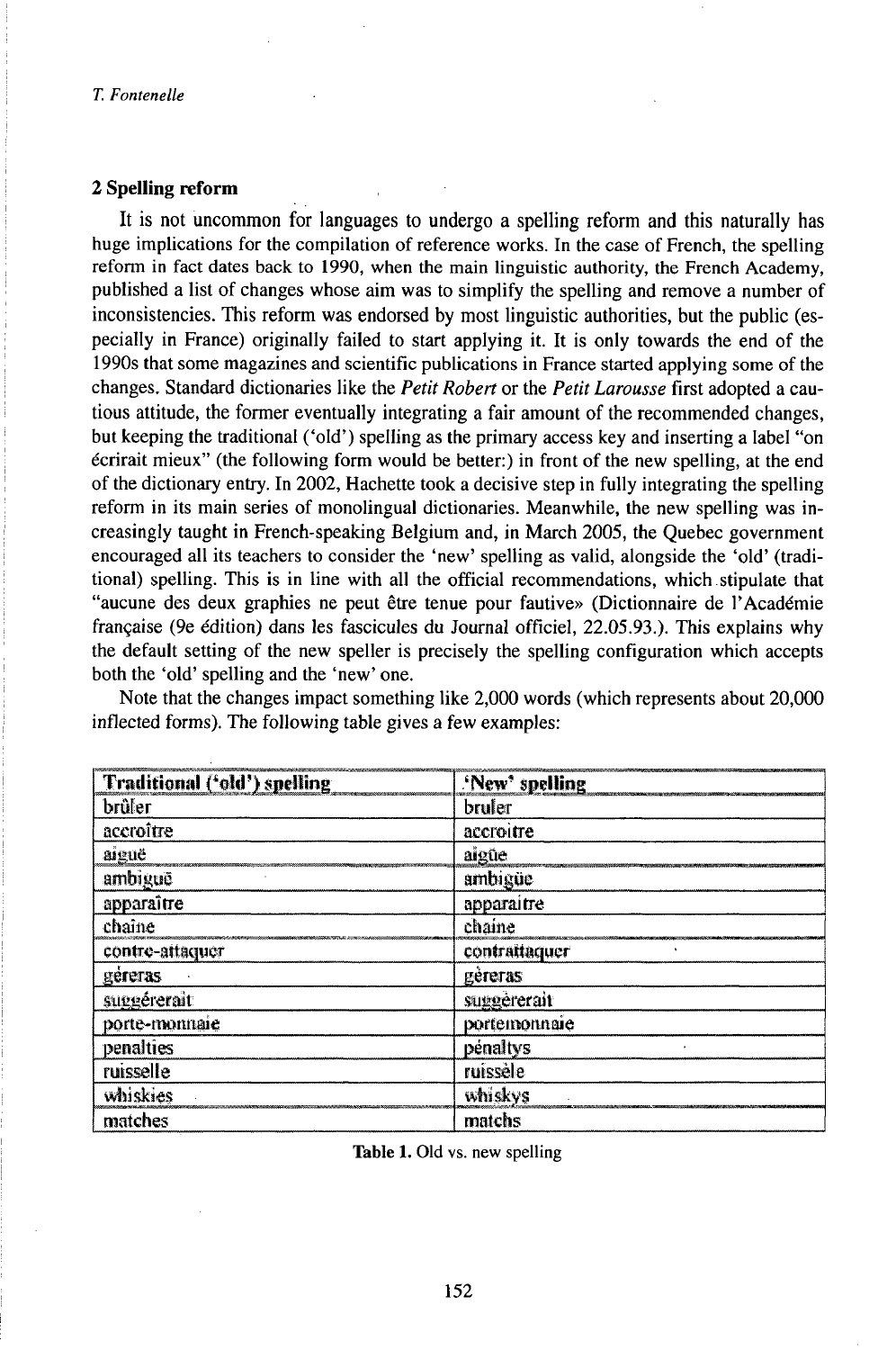## 2 Spelling reform

It is not uncommon for languages to undergo a spelling reform and this naturally has huge implications for the compilation of reference works. In the case of French, the spelling reform in fact dates back to 1990, when the main linguistic authority, the French Academy, published a list of changes whose aim was to simplify the spelling and remove a number of inconsistencies. This reform was endorsed by most linguistic authorities, but the public (especially in France) originally failed to start applying it. It is only towards the end of the 1990s that some magazines and scientific publications in France started applying some of the changes. Standard dictionaries like the *Petit Robert* or the *Petit Larousse* first adopted a cautious attitude, the former eventually integrating a fair amount of the recommended changes, but keeping the traditional ('old') spelling as the primary access key and inserting a label "on écrirait mieux" (the following form would be better:) in front of the new spelling, at the end of the dictionary entry. In 2002, Hachette took a decisive step in fully integrating the spelling reform in its main series of monolingual dictionaries. Meanwhile, the new spelling was increasingly taught in French-speaking Belgium and, in March 2005, the Quebec government encouraged all its teachers to consider the 'new' spelling as valid, alongside the 'old' (traditional) spelling. This is in line with all the official recommendations, which stipulate that "aucune des deux graphies ne peut être tenue pour fautive» (Dictionnaire de l'Académie française (9e édition) dans les fascicules du Journal officiel, 22.05.93.). This explains why the default setting of the new speller is precisely the spelling configuration which accepts both the 'old' spelling and the 'new' one.

Note that the changes impact something like 2,000 words (which represents about 20,000 inflected forms). The following table gives a few examples:

| Traditional ('old') spelling | 'New' spelling |
|---|---|
| brûler | bruler |
| accroître | accroitre |
| aiguë | aigüe |
| ambiguë | ambigüe |
| apparaître | apparaitre |
| chaîne | chaine |
| contre-attaquer | contrattaquer |
| géreras | gèreras |
| suggérerait | suggèrerait |
| porte-monnaie | portemonnaie |
| penalties | pénaltys |
| ruisselle | ruissèle |
| whiskies | whiskys |
| matches | matchs |

**Table 1.** Old vs. new spelling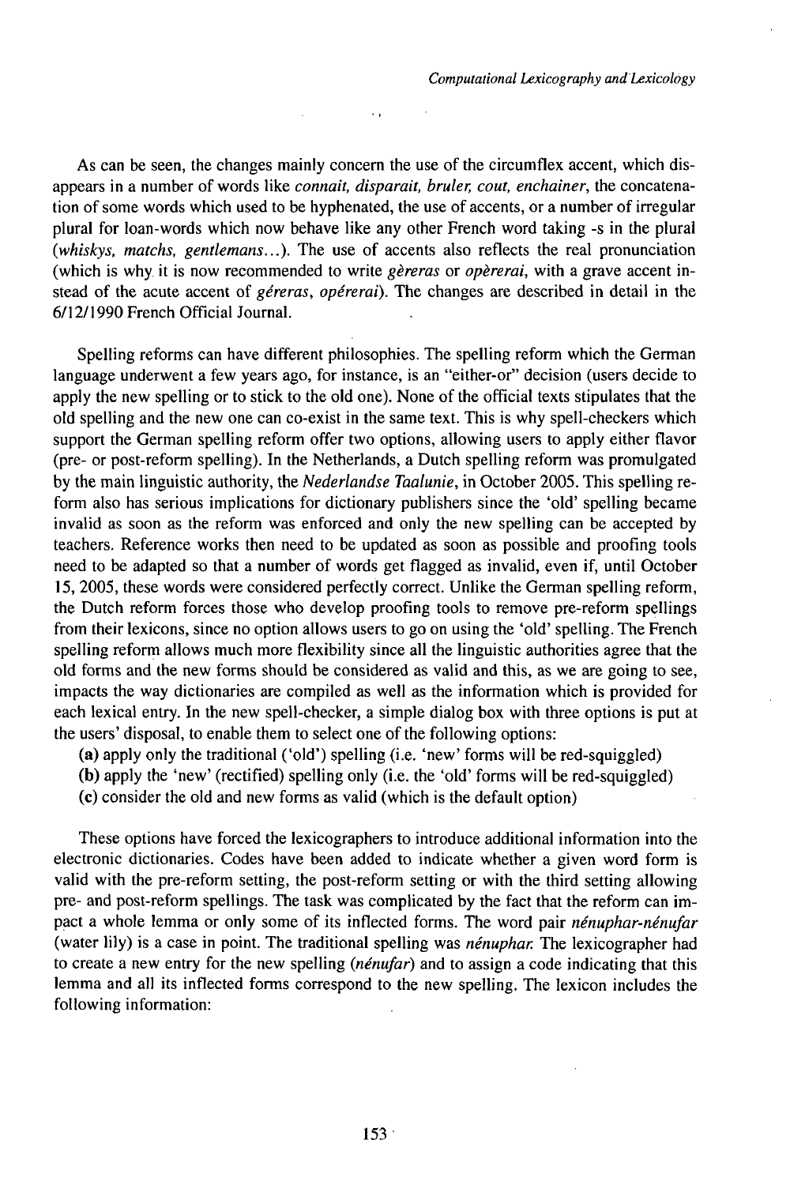As can be seen, the changes mainly concern the use of the circumflex accent, which disappears in a number of words like *connait, disparait, bruler, cout, enchainer*, the concatenation of some words which used to be hyphenated, the use of accents, or a number of irregular plural for loan-words which now behave like any other French word taking -s in the plural (*whiskys, matchs, gentlemans*...). The use of accents also reflects the real pronunciation (which is why it is now recommended to write *gèreras* or *opèrerai*, with a grave accent instead of the acute accent of *géreras, opérerai*). The changes are described in detail in the 6/12/1990 French Official Journal.

Spelling reforms can have different philosophies. The spelling reform which the German language underwent a few years ago, for instance, is an "either-or" decision (users decide to apply the new spelling or to stick to the old one). None of the official texts stipulates that the old spelling and the new one can co-exist in the same text. This is why spell-checkers which support the German spelling reform offer two options, allowing users to apply either flavor (pre- or post-reform spelling). In the Netherlands, a Dutch spelling reform was promulgated by the main linguistic authority, the *Nederlandse Taalunie*, in October 2005. This spelling reform also has serious implications for dictionary publishers since the 'old' spelling became invalid as soon as the reform was enforced and only the new spelling can be accepted by teachers. Reference works then need to be updated as soon as possible and proofing tools need to be adapted so that a number of words get flagged as invalid, even if, until October 15, 2005, these words were considered perfectly correct. Unlike the German spelling reform, the Dutch reform forces those who develop proofing tools to remove pre-reform spellings from their lexicons, since no option allows users to go on using the 'old' spelling. The French spelling reform allows much more flexibility since all the linguistic authorities agree that the old forms and the new forms should be considered as valid and this, as we are going to see, impacts the way dictionaries are compiled as well as the information which is provided for each lexical entry. In the new spell-checker, a simple dialog box with three options is put at the users' disposal, to enable them to select one of the following options:

**(a)** apply only the traditional ('old') spelling (i.e. 'new' forms will be red-squiggled)
**(b)** apply the 'new' (rectified) spelling only (i.e. the 'old' forms will be red-squiggled)
**(c)** consider the old and new forms as valid (which is the default option)

These options have forced the lexicographers to introduce additional information into the electronic dictionaries. Codes have been added to indicate whether a given word form is valid with the pre-reform setting, the post-reform setting or with the third setting allowing pre- and post-reform spellings. The task was complicated by the fact that the reform can impact a whole lemma or only some of its inflected forms. The word pair *nénuphar-nénufar* (water lily) is a case in point. The traditional spelling was *nénuphar*. The lexicographer had to create a new entry for the new spelling (*nénufar*) and to assign a code indicating that this lemma and all its inflected forms correspond to the new spelling. The lexicon includes the following information: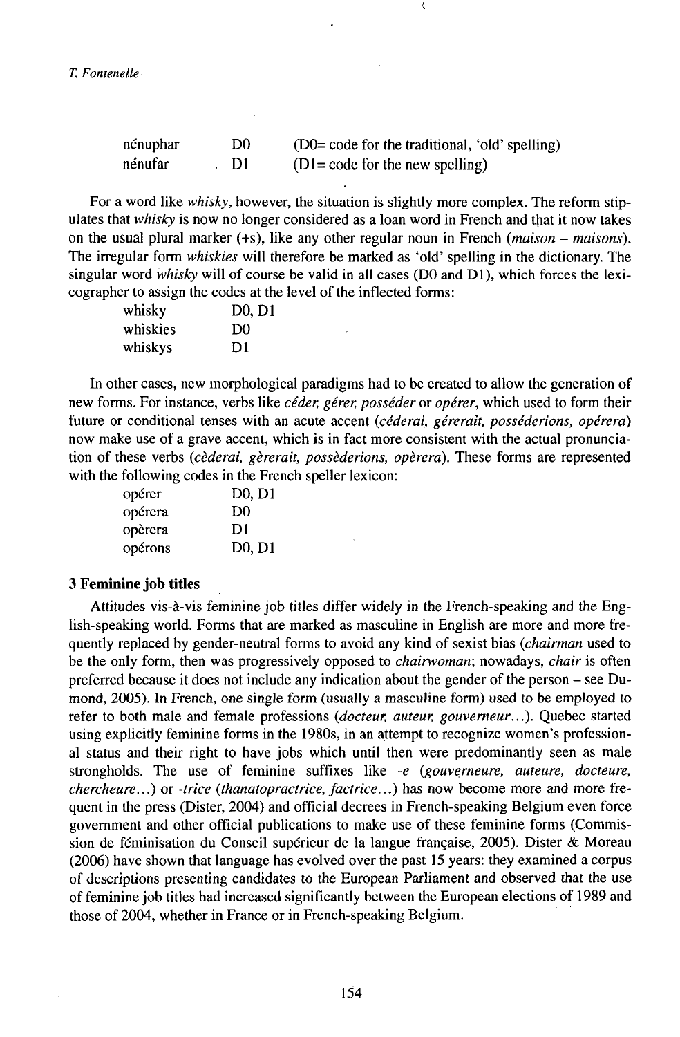| | | |
|---|---|---|
| nénuphar | D0 | (D0= code for the traditional, 'old' spelling) |
| nénufar | D1 | (D1= code for the new spelling) |

For a word like *whisky*, however, the situation is slightly more complex. The reform stipulates that *whisky* is now no longer considered as a loan word in French and that it now takes on the usual plural marker (+s), like any other regular noun in French (*maison – maisons*). The irregular form *whiskies* will therefore be marked as 'old' spelling in the dictionary. The singular word *whisky* will of course be valid in all cases (D0 and D1), which forces the lexicographer to assign the codes at the level of the inflected forms:

| | |
|---|---|
| whisky | D0, D1 |
| whiskies | D0 |
| whiskys | D1 |

In other cases, new morphological paradigms had to be created to allow the generation of new forms. For instance, verbs like *céder, gérer, posséder* or *opérer*, which used to form their future or conditional tenses with an acute accent (*céderai, gérerait, posséderions, opérera*) now make use of a grave accent, which is in fact more consistent with the actual pronunciation of these verbs (*cèderai, gèrerait, possèderions, opèrera*). These forms are represented with the following codes in the French speller lexicon:

| | |
|---|---|
| opérer | D0, D1 |
| opérera | D0 |
| opèrera | D1 |
| opérons | D0, D1 |

### 3 Feminine job titles

Attitudes vis-à-vis feminine job titles differ widely in the French-speaking and the English-speaking world. Forms that are marked as masculine in English are more and more frequently replaced by gender-neutral forms to avoid any kind of sexist bias (*chairman* used to be the only form, then was progressively opposed to *chairwoman*; nowadays, *chair* is often preferred because it does not include any indication about the gender of the person – see Dumond, 2005). In French, one single form (usually a masculine form) used to be employed to refer to both male and female professions (*docteur, auteur, gouverneur...*). Quebec started using explicitly feminine forms in the 1980s, in an attempt to recognize women's professional status and their right to have jobs which until then were predominantly seen as male strongholds. The use of feminine suffixes like *-e* (*gouverneure, auteure, docteure, chercheure...*) or *-trice* (*thanatopractrice, factrice...*) has now become more and more frequent in the press (Dister, 2004) and official decrees in French-speaking Belgium even force government and other official publications to make use of these feminine forms (Commission de féminisation du Conseil supérieur de la langue française, 2005). Dister & Moreau (2006) have shown that language has evolved over the past 15 years: they examined a corpus of descriptions presenting candidates to the European Parliament and observed that the use of feminine job titles had increased significantly between the European elections of 1989 and those of 2004, whether in France or in French-speaking Belgium.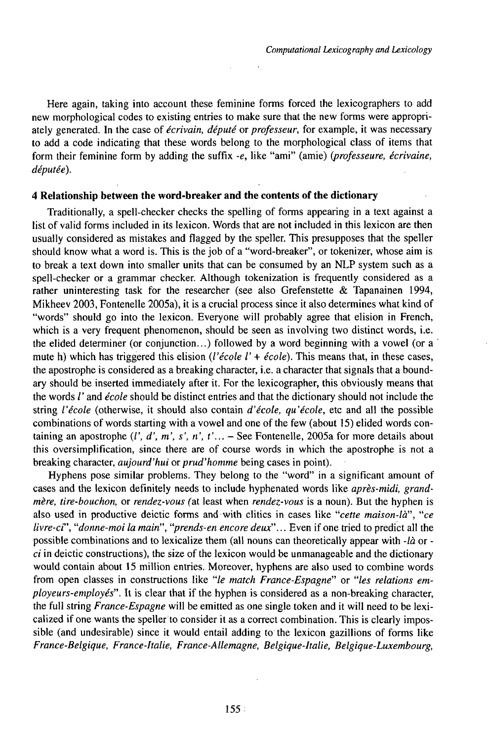Here again, taking into account these feminine forms forced the lexicographers to add new morphological codes to existing entries to make sure that the new forms were appropriately generated. In the case of *écrivain, député* or *professeur*, for example, it was necessary to add a code indicating that these words belong to the morphological class of items that form their feminine form by adding the suffix *-e*, like "ami" (amie) (*professeure, écrivaine, députée*).

## 4 Relationship between the word-breaker and the contents of the dictionary

Traditionally, a spell-checker checks the spelling of forms appearing in a text against a list of valid forms included in its lexicon. Words that are not included in this lexicon are then usually considered as mistakes and flagged by the speller. This presupposes that the speller should know what a word is. This is the job of a "word-breaker", or tokenizer, whose aim is to break a text down into smaller units that can be consumed by an NLP system such as a spell-checker or a grammar checker. Although tokenization is frequently considered as a rather uninteresting task for the researcher (see also Grefenstette & Tapanainen 1994, Mikheev 2003, Fontenelle 2005a), it is a crucial process since it also determines what kind of "words" should go into the lexicon. Everyone will probably agree that elision in French, which is a very frequent phenomenon, should be seen as involving two distinct words, i.e. the elided determiner (or conjunction…) followed by a word beginning with a vowel (or a mute h) which has triggered this elision (*l'école l' + école*). This means that, in these cases, the apostrophe is considered as a breaking character, i.e. a character that signals that a boundary should be inserted immediately after it. For the lexicographer, this obviously means that the words *l'* and *école* should be distinct entries and that the dictionary should not include the string *l'école* (otherwise, it should also contain *d'école, qu'école*, etc and all the possible combinations of words starting with a vowel and one of the few (about 15) elided words containing an apostrophe (*l', d', m', s', n', t'*… – See Fontenelle, 2005a for more details about this oversimplification, since there are of course words in which the apostrophe is not a breaking character, *aujourd'hui* or *prud'homme* being cases in point).

Hyphens pose similar problems. They belong to the "word" in a significant amount of cases and the lexicon definitely needs to include hyphenated words like *après-midi, grand-mère, tire-bouchon,* or *rendez-vous (*at least when *rendez-vous* is a noun). But the hyphen is also used in productive deictic forms and with clitics in cases like "*cette maison-là*", "*ce livre-ci*", "*donne-moi la main*", "*prends-en encore deux*"… Even if one tried to predict all the possible combinations and to lexicalize them (all nouns can theoretically appear with *-là* or *-ci* in deictic constructions), the size of the lexicon would be unmanageable and the dictionary would contain about 15 million entries. Moreover, hyphens are also used to combine words from open classes in constructions like "*le match France-Espagne*" or "*les relations employeurs-employés*". It is clear that if the hyphen is considered as a non-breaking character, the full string *France-Espagne* will be emitted as one single token and it will need to be lexicalized if one wants the speller to consider it as a correct combination. This is clearly impossible (and undesirable) since it would entail adding to the lexicon gazillions of forms like *France-Belgique, France-Italie, France-Allemagne, Belgique-Italie, Belgique-Luxembourg,*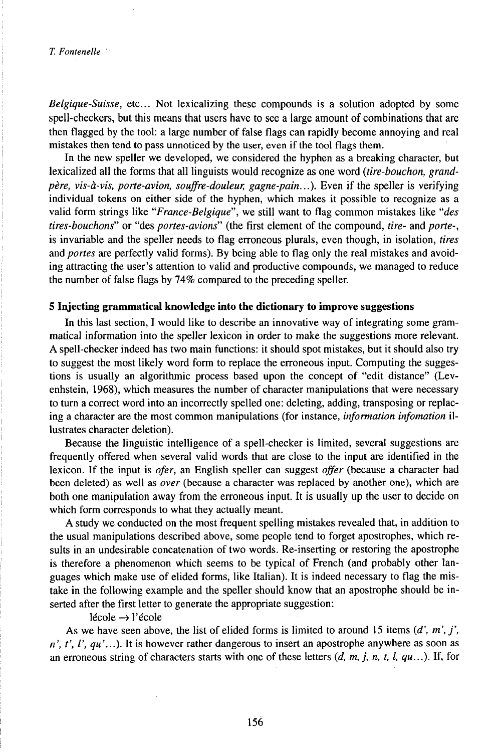*Belgique-Suisse*, etc… Not lexicalizing these compounds is a solution adopted by some spell-checkers, but this means that users have to see a large amount of combinations that are then flagged by the tool: a large number of false flags can rapidly become annoying and real mistakes then tend to pass unnoticed by the user, even if the tool flags them.

In the new speller we developed, we considered the hyphen as a breaking character, but lexicalized all the forms that all linguists would recognize as one word (*tire-bouchon, grand-père, vis-à-vis, porte-avion, souffre-douleur, gagne-pain…*). Even if the speller is verifying individual tokens on either side of the hyphen, which makes it possible to recognize as a valid form strings like "*France-Belgique*", we still want to flag common mistakes like "*des tires-bouchons*" or "des *portes-avions*" (the first element of the compound, *tire-* and *porte-*, is invariable and the speller needs to flag erroneous plurals, even though, in isolation, *tires* and *portes* are perfectly valid forms). By being able to flag only the real mistakes and avoiding attracting the user's attention to valid and productive compounds, we managed to reduce the number of false flags by 74% compared to the preceding speller.

## 5 Injecting grammatical knowledge into the dictionary to improve suggestions

In this last section, I would like to describe an innovative way of integrating some grammatical information into the speller lexicon in order to make the suggestions more relevant. A spell-checker indeed has two main functions: it should spot mistakes, but it should also try to suggest the most likely word form to replace the erroneous input. Computing the suggestions is usually an algorithmic process based upon the concept of "edit distance" (Levenhstein, 1968), which measures the number of character manipulations that were necessary to turn a correct word into an incorrectly spelled one: deleting, adding, transposing or replacing a character are the most common manipulations (for instance, *information infomation* illustrates character deletion).

Because the linguistic intelligence of a spell-checker is limited, several suggestions are frequently offered when several valid words that are close to the input are identified in the lexicon. If the input is *ofer*, an English speller can suggest *offer* (because a character had been deleted) as well as *over* (because a character was replaced by another one), which are both one manipulation away from the erroneous input. It is usually up the user to decide on which form corresponds to what they actually meant.

A study we conducted on the most frequent spelling mistakes revealed that, in addition to the usual manipulations described above, some people tend to forget apostrophes, which results in an undesirable concatenation of two words. Re-inserting or restoring the apostrophe is therefore a phenomenon which seems to be typical of French (and probably other languages which make use of elided forms, like Italian). It is indeed necessary to flag the mistake in the following example and the speller should know that an apostrophe should be inserted after the first letter to generate the appropriate suggestion:

lécole → l'école

As we have seen above, the list of elided forms is limited to around 15 items (*d', m', j', n', t', l', qu'…*). It is however rather dangerous to insert an apostrophe anywhere as soon as an erroneous string of characters starts with one of these letters (*d, m, j, n, t, l, qu…*). If, for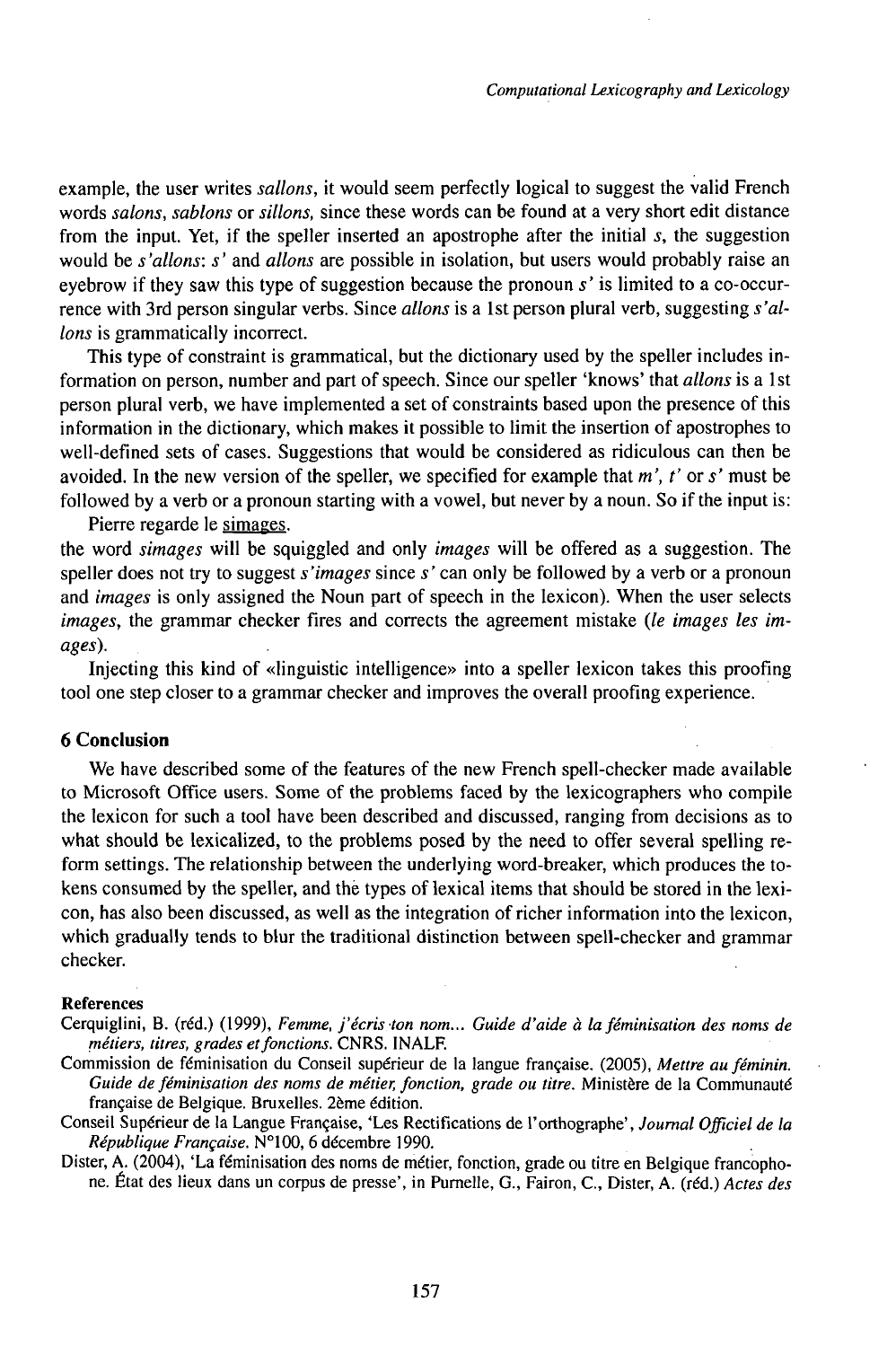example, the user writes *sallons*, it would seem perfectly logical to suggest the valid French words *salons*, *sablons* or *sillons*, since these words can be found at a very short edit distance from the input. Yet, if the speller inserted an apostrophe after the initial *s*, the suggestion would be *s'allons*: *s'* and *allons* are possible in isolation, but users would probably raise an eyebrow if they saw this type of suggestion because the pronoun *s'* is limited to a co-occurrence with 3rd person singular verbs. Since *allons* is a 1st person plural verb, suggesting *s'allons* is grammatically incorrect.

This type of constraint is grammatical, but the dictionary used by the speller includes information on person, number and part of speech. Since our speller 'knows' that *allons* is a 1st person plural verb, we have implemented a set of constraints based upon the presence of this information in the dictionary, which makes it possible to limit the insertion of apostrophes to well-defined sets of cases. Suggestions that would be considered as ridiculous can then be avoided. In the new version of the speller, we specified for example that *m'*, *t'* or *s'* must be followed by a verb or a pronoun starting with a vowel, but never by a noun. So if the input is:

Pierre regarde le simages.

the word *simages* will be squiggled and only *images* will be offered as a suggestion. The speller does not try to suggest *s'images* since *s'* can only be followed by a verb or a pronoun and *images* is only assigned the Noun part of speech in the lexicon). When the user selects *images*, the grammar checker fires and corrects the agreement mistake (*le images les images*).

Injecting this kind of «linguistic intelligence» into a speller lexicon takes this proofing tool one step closer to a grammar checker and improves the overall proofing experience.

## 6 Conclusion

We have described some of the features of the new French spell-checker made available to Microsoft Office users. Some of the problems faced by the lexicographers who compile the lexicon for such a tool have been described and discussed, ranging from decisions as to what should be lexicalized, to the problems posed by the need to offer several spelling reform settings. The relationship between the underlying word-breaker, which produces the tokens consumed by the speller, and the types of lexical items that should be stored in the lexicon, has also been discussed, as well as the integration of richer information into the lexicon, which gradually tends to blur the traditional distinction between spell-checker and grammar checker.

### References

Cerquiglini, B. (réd.) (1999), *Femme, j'écris ton nom... Guide d'aide à la féminisation des noms de métiers, titres, grades et fonctions.* CNRS. INALF.

Commission de féminisation du Conseil supérieur de la langue française. (2005), *Mettre au féminin. Guide de féminisation des noms de métier, fonction, grade ou titre.* Ministère de la Communauté française de Belgique. Bruxelles. 2ème édition.

Conseil Supérieur de la Langue Française, 'Les Rectifications de l'orthographe', *Journal Officiel de la République Française.* N°100, 6 décembre 1990.

Dister, A. (2004), 'La féminisation des noms de métier, fonction, grade ou titre en Belgique francophone. État des lieux dans un corpus de presse', in Purnelle, G., Fairon, C., Dister, A. (réd.) *Actes des*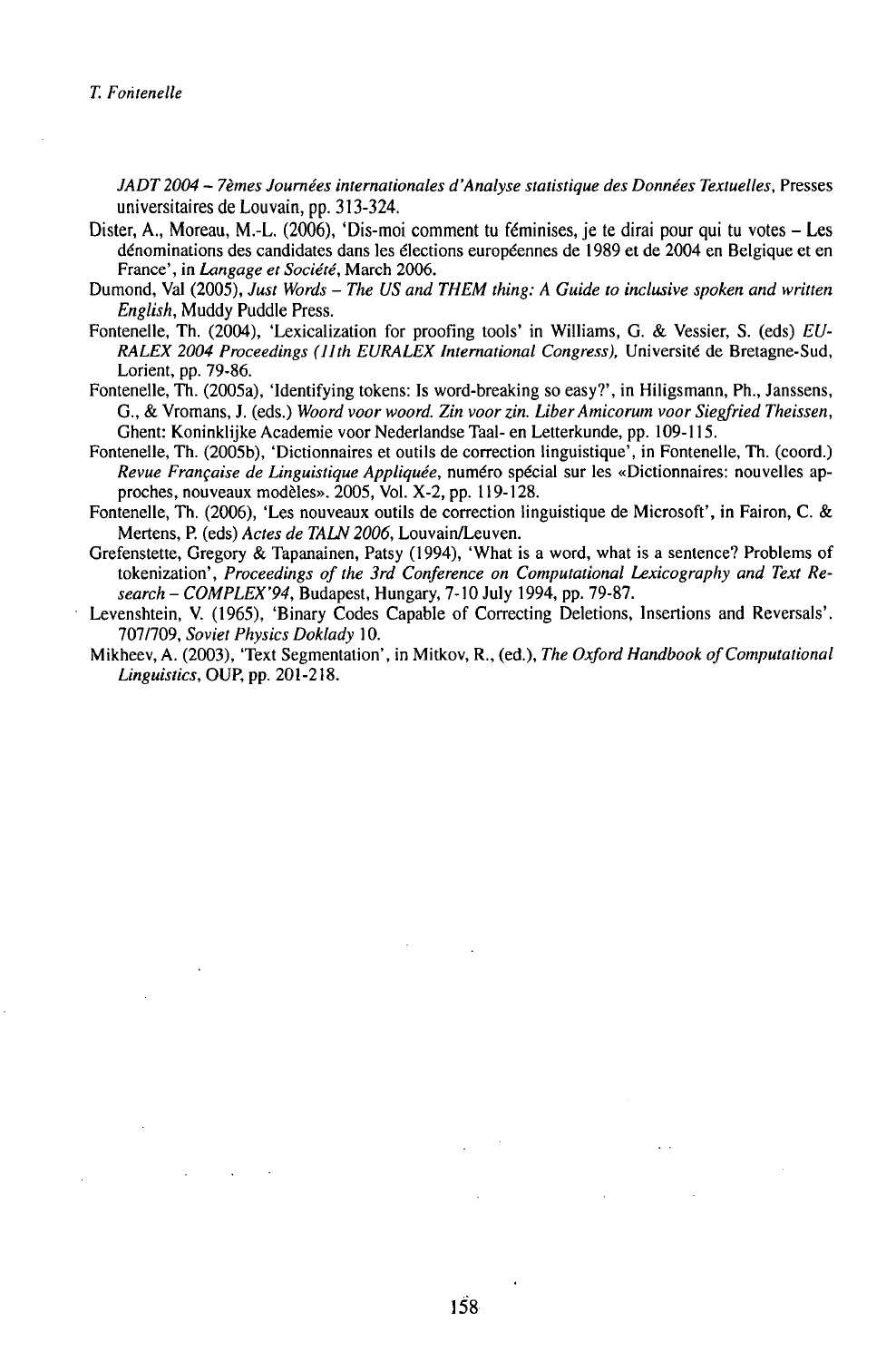*JADT 2004 – 7èmes Journées internationales d'Analyse statistique des Données Textuelles*, Presses universitaires de Louvain, pp. 313-324.

Dister, A., Moreau, M.-L. (2006), 'Dis-moi comment tu féminises, je te dirai pour qui tu votes – Les dénominations des candidates dans les élections européennes de 1989 et de 2004 en Belgique et en France', in *Langage et Société*, March 2006.

Dumond, Val (2005), *Just Words – The US and THEM thing: A Guide to inclusive spoken and written English*, Muddy Puddle Press.

Fontenelle, Th. (2004), 'Lexicalization for proofing tools' in Williams, G. & Vessier, S. (eds) *EURALEX 2004 Proceedings (11th EURALEX International Congress)*, Université de Bretagne-Sud, Lorient, pp. 79-86.

Fontenelle, Th. (2005a), 'Identifying tokens: Is word-breaking so easy?', in Hiligsmann, Ph., Janssens, G., & Vromans, J. (eds.) *Woord voor woord. Zin voor zin. Liber Amicorum voor Siegfried Theissen*, Ghent: Koninklijke Academie voor Nederlandse Taal- en Letterkunde, pp. 109-115.

Fontenelle, Th. (2005b), 'Dictionnaires et outils de correction linguistique', in Fontenelle, Th. (coord.) *Revue Française de Linguistique Appliquée*, numéro spécial sur les «Dictionnaires: nouvelles approches, nouveaux modèles». 2005, Vol. X-2, pp. 119-128.

Fontenelle, Th. (2006), 'Les nouveaux outils de correction linguistique de Microsoft', in Fairon, C. & Mertens, P. (eds) *Actes de TALN 2006*, Louvain/Leuven.

Grefenstette, Gregory & Tapanainen, Patsy (1994), 'What is a word, what is a sentence? Problems of tokenization', *Proceedings of the 3rd Conference on Computational Lexicography and Text Research – COMPLEX'94*, Budapest, Hungary, 7-10 July 1994, pp. 79-87.

Levenshtein, V. (1965), 'Binary Codes Capable of Correcting Deletions, Insertions and Reversals'. 707/709, *Soviet Physics Doklady* 10.

Mikheev, A. (2003), 'Text Segmentation', in Mitkov, R., (ed.), *The Oxford Handbook of Computational Linguistics*, OUP, pp. 201-218.